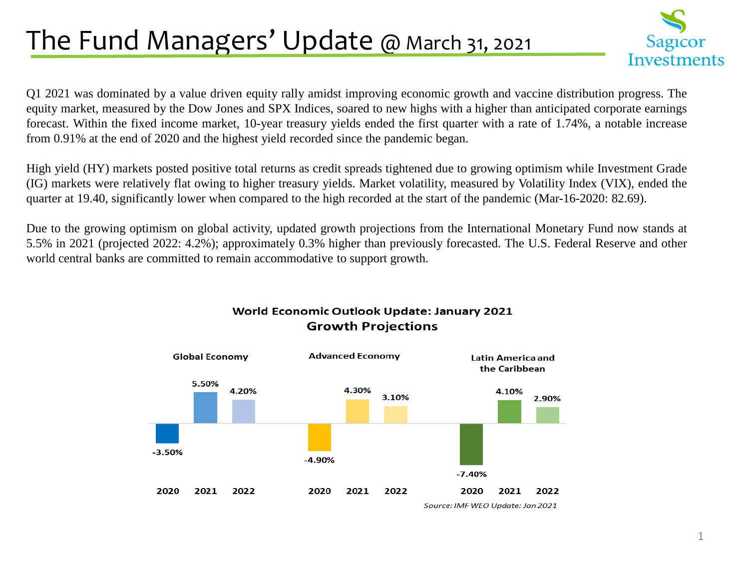# The Fund Managers' Update @ March 31, 2021

Q1 2021 was dominated by a value driven equity rally amidst improving economic growth and vaccine distribution progress. The equity market, measured by the Dow Jones and SPX Indices, soared to new highs with a higher than anticipated corporate earnings forecast. Within the fixed income market, 10-year treasury yields ended the first quarter with a rate of 1.74%, a notable increase from 0.91% at the end of 2020 and the highest yield recorded since the pandemic began.

High yield (HY) markets posted positive total returns as credit spreads tightened due to growing optimism while Investment Grade (IG) markets were relatively flat owing to higher treasury yields. Market volatility, measured by Volatility Index (VIX), ended the quarter at 19.40, significantly lower when compared to the high recorded at the start of the pandemic (Mar-16-2020: 82.69).

Due to the growing optimism on global activity, updated growth projections from the International Monetary Fund now stands at 5.5% in 2021 (projected 2022: 4.2%); approximately 0.3% higher than previously forecasted. The U.S. Federal Reserve and other world central banks are committed to remain accommodative to support growth.

**World Economic Outlook Update: January 2021**
**Growth Projections**

| | 2020 | 2021 | 2022 |
|---|---|---|---|
| Global Economy | -3.50% | 5.50% | 4.20% |
| Advanced Economy | -4.90% | 4.30% | 3.10% |
| Latin America and the Caribbean | -7.40% | 4.10% | 2.90% |

*Source: IMF WEO Update: Jan 2021*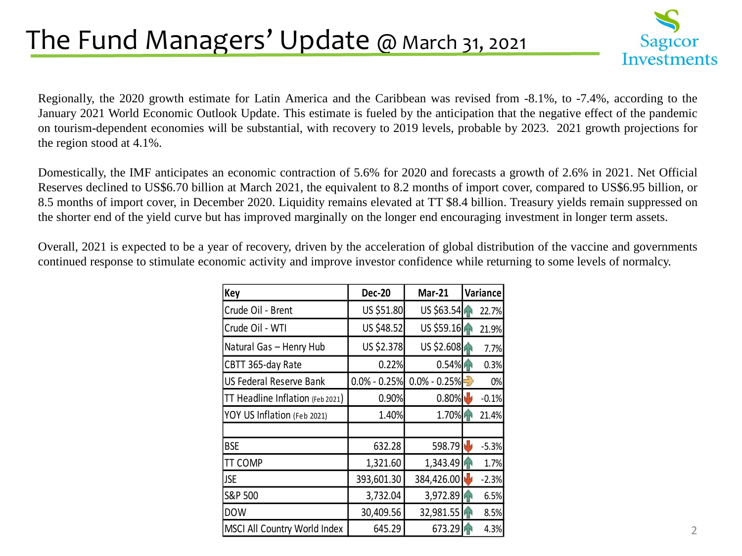# The Fund Managers' Update @ March 31, 2021

Regionally, the 2020 growth estimate for Latin America and the Caribbean was revised from -8.1%, to -7.4%, according to the January 2021 World Economic Outlook Update. This estimate is fueled by the anticipation that the negative effect of the pandemic on tourism-dependent economies will be substantial, with recovery to 2019 levels, probable by 2023. 2021 growth projections for the region stood at 4.1%.

Domestically, the IMF anticipates an economic contraction of 5.6% for 2020 and forecasts a growth of 2.6% in 2021. Net Official Reserves declined to US$6.70 billion at March 2021, the equivalent to 8.2 months of import cover, compared to US$6.95 billion, or 8.5 months of import cover, in December 2020. Liquidity remains elevated at TT $8.4 billion. Treasury yields remain suppressed on the shorter end of the yield curve but has improved marginally on the longer end encouraging investment in longer term assets.

Overall, 2021 is expected to be a year of recovery, driven by the acceleration of global distribution of the vaccine and governments continued response to stimulate economic activity and improve investor confidence while returning to some levels of normalcy.

| Key | Dec-20 | Mar-21 | Variance |
|---|---|---|---|
| Crude Oil - Brent | US $51.80 | US $63.54 | ↑ 22.7% |
| Crude Oil - WTI | US $48.52 | US $59.16 | ↑ 21.9% |
| Natural Gas – Henry Hub | US $2.378 | US $2.608 | ↑ 7.7% |
| CBTT 365-day Rate | 0.22% | 0.54% | ↑ 0.3% |
| US Federal Reserve Bank | 0.0% - 0.25% | 0.0% - 0.25% | → 0% |
| TT Headline Inflation (Feb 2021) | 0.90% | 0.80% | ↓ -0.1% |
| YOY US Inflation (Feb 2021) | 1.40% | 1.70% | ↑ 21.4% |
| | | | |
| BSE | 632.28 | 598.79 | ↓ -5.3% |
| TT COMP | 1,321.60 | 1,343.49 | ↑ 1.7% |
| JSE | 393,601.30 | 384,426.00 | ↓ -2.3% |
| S&P 500 | 3,732.04 | 3,972.89 | ↑ 6.5% |
| DOW | 30,409.56 | 32,981.55 | ↑ 8.5% |
| MSCI All Country World Index | 645.29 | 673.29 | ↑ 4.3% |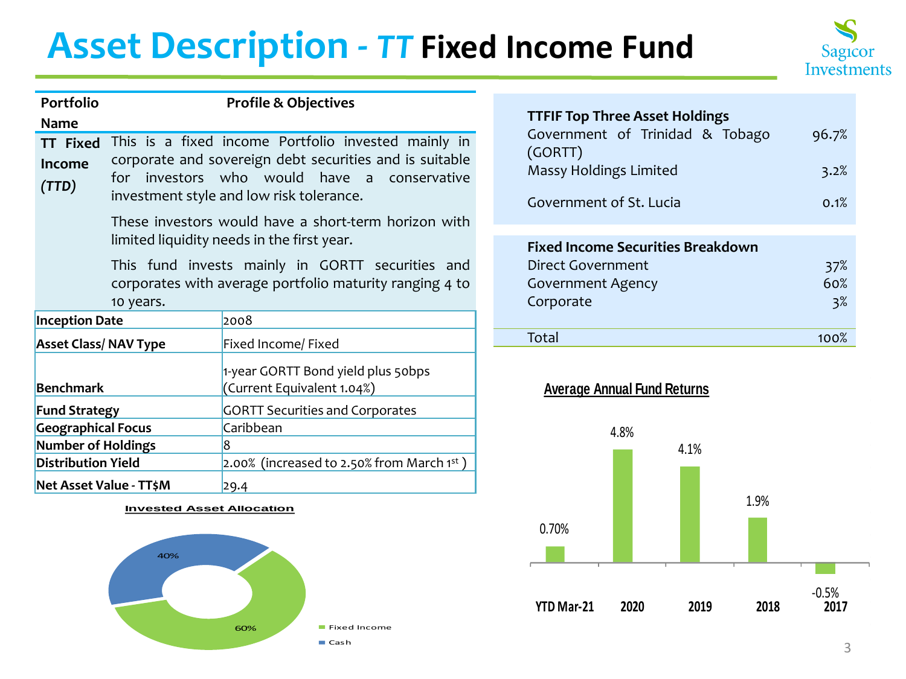# Asset Description - *TT* Fixed Income Fund

| Portfolio Name | Profile & Objectives |
| --- | --- |
| **TT Fixed Income *(TTD)*** | This is a fixed income Portfolio invested mainly in corporate and sovereign debt securities and is suitable for investors who would have a conservative investment style and low risk tolerance.<br><br>These investors would have a short-term horizon with limited liquidity needs in the first year.<br><br>This fund invests mainly in GORTT securities and corporates with average portfolio maturity ranging 4 to 10 years. |

| | |
| --- | --- |
| **Inception Date** | 2008 |
| **Asset Class/ NAV Type** | Fixed Income/ Fixed |
| **Benchmark** | 1-year GORTT Bond yield plus 50bps (Current Equivalent 1.04%) |
| **Fund Strategy** | GORTT Securities and Corporates |
| **Geographical Focus** | Caribbean |
| **Number of Holdings** | 8 |
| **Distribution Yield** | 2.00% (increased to 2.50% from March 1st ) |
| **Net Asset Value - TT$M** | 29.4 |

**Invested Asset Allocation**

| Asset | Allocation |
| --- | --- |
| Fixed Income | 60% |
| Cash | 40% |

| **TTFIF Top Three Asset Holdings** | |
| --- | --- |
| Government of Trinidad & Tobago (GORTT) | 96.7% |
| Massy Holdings Limited | 3.2% |
| Government of St. Lucia | 0.1% |

| **Fixed Income Securities Breakdown** | |
| --- | --- |
| Direct Government | 37% |
| Government Agency | 60% |
| Corporate | 3% |
| Total | 100% |

**Average Annual Fund Returns**

| YTD Mar-21 | 2020 | 2019 | 2018 | 2017 |
| --- | --- | --- | --- | --- |
| 0.70% | 4.8% | 4.1% | 1.9% | -0.5% |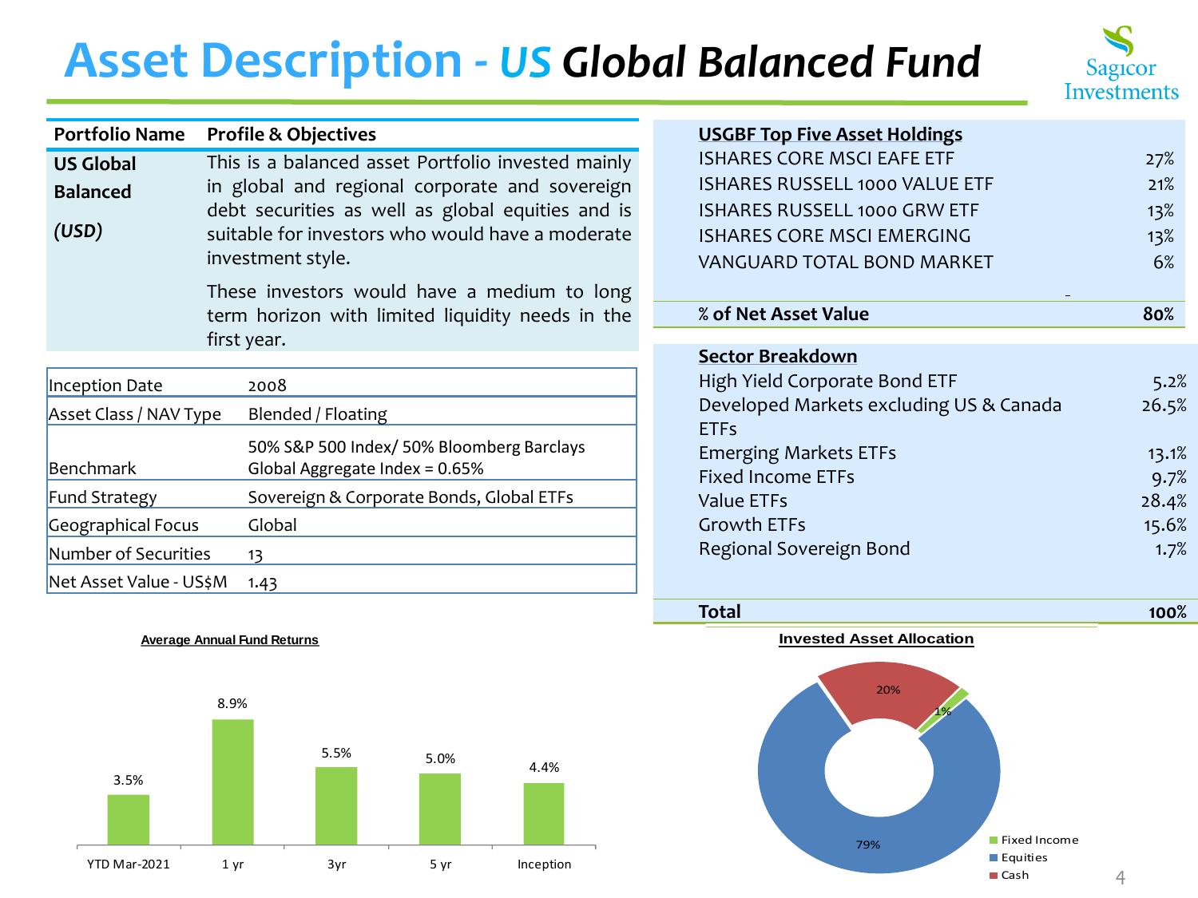# Asset Description - *US Global Balanced Fund*

Sagicor Investments

| Portfolio Name | Profile & Objectives |
|---|---|
| **US Global Balanced** *(USD)* | This is a balanced asset Portfolio invested mainly in global and regional corporate and sovereign debt securities as well as global equities and is suitable for investors who would have a moderate investment style. These investors would have a medium to long term horizon with limited liquidity needs in the first year. |

| | |
|---|---|
| Inception Date | 2008 |
| Asset Class / NAV Type | Blended / Floating |
| Benchmark | 50% S&P 500 Index/ 50% Bloomberg Barclays Global Aggregate Index = 0.65% |
| Fund Strategy | Sovereign & Corporate Bonds, Global ETFs |
| Geographical Focus | Global |
| Number of Securities | 13 |
| Net Asset Value - US$M | 1.43 |

| USGBF Top Five Asset Holdings | |
|---|---|
| ISHARES CORE MSCI EAFE ETF | 27% |
| ISHARES RUSSELL 1000 VALUE ETF | 21% |
| ISHARES RUSSELL 1000 GRW ETF | 13% |
| ISHARES CORE MSCI EMERGING | 13% |
| VANGUARD TOTAL BOND MARKET | 6% |
| **% of Net Asset Value** | **80%** |

| Sector Breakdown | |
|---|---|
| High Yield Corporate Bond ETF | 5.2% |
| Developed Markets excluding US & Canada ETFs | 26.5% |
| Emerging Markets ETFs | 13.1% |
| Fixed Income ETFs | 9.7% |
| Value ETFs | 28.4% |
| Growth ETFs | 15.6% |
| Regional Sovereign Bond | 1.7% |
| **Total** | **100%** |

**Average Annual Fund Returns**

3.5% 8.9% 5.5% 5.0% 4.4%

YTD Mar-2021 1 yr 3yr 5 yr Inception

**Invested Asset Allocation**

20% 1% 79%

Fixed Income
Equities
Cash